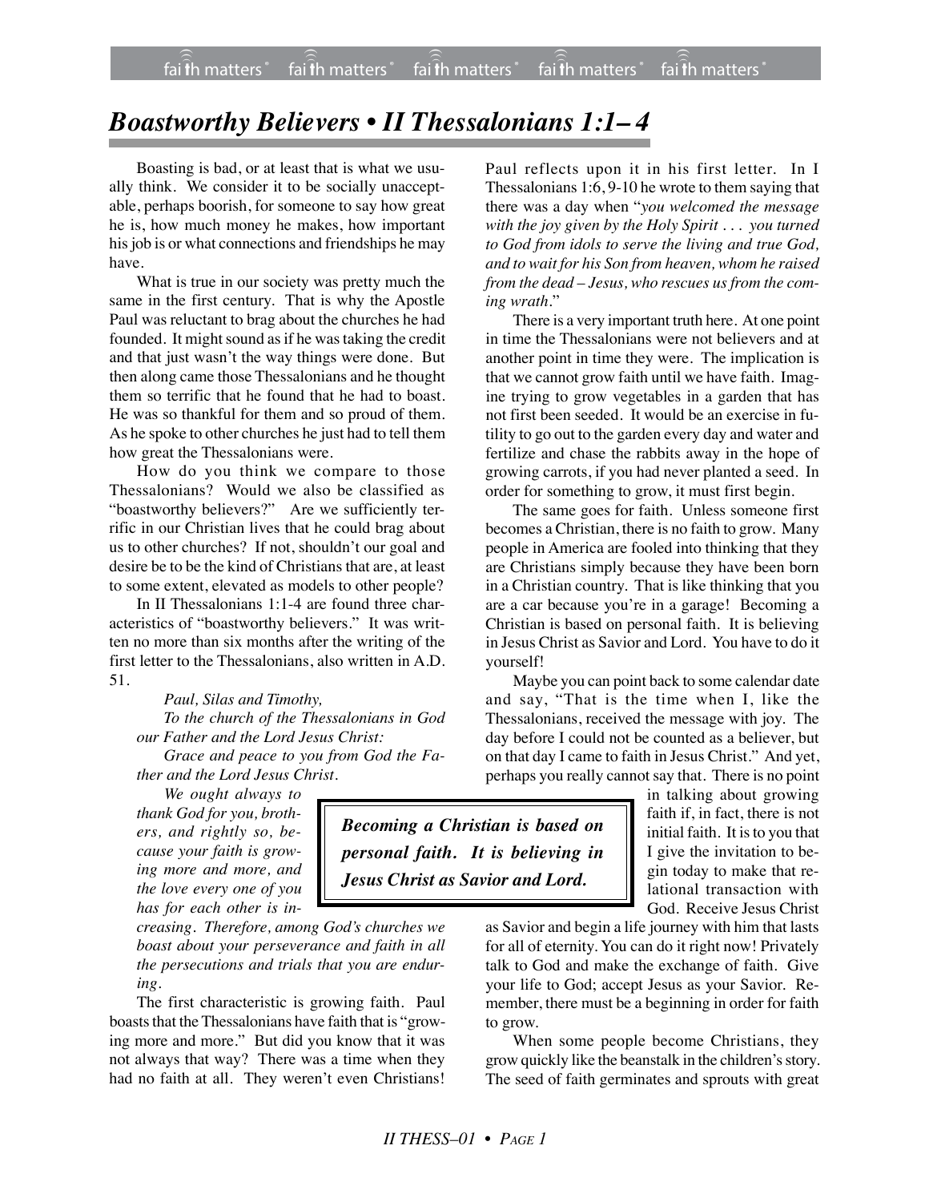# *Boastworthy Believers • II Thessalonians 1:1– 4*

Boasting is bad, or at least that is what we usually think. We consider it to be socially unacceptable, perhaps boorish, for someone to say how great he is, how much money he makes, how important his job is or what connections and friendships he may have.

What is true in our society was pretty much the same in the first century. That is why the Apostle Paul was reluctant to brag about the churches he had founded. It might sound as if he was taking the credit and that just wasn't the way things were done. But then along came those Thessalonians and he thought them so terrific that he found that he had to boast. He was so thankful for them and so proud of them. As he spoke to other churches he just had to tell them how great the Thessalonians were.

How do you think we compare to those Thessalonians? Would we also be classified as "boastworthy believers?" Are we sufficiently terrific in our Christian lives that he could brag about us to other churches? If not, shouldn't our goal and desire be to be the kind of Christians that are, at least to some extent, elevated as models to other people?

In II Thessalonians 1:1-4 are found three characteristics of "boastworthy believers." It was written no more than six months after the writing of the first letter to the Thessalonians, also written in A.D. 51.

> *Paul, Silas and Timothy,*
>
> *To the church of the Thessalonians in God our Father and the Lord Jesus Christ:*
>
> *Grace and peace to you from God the Father and the Lord Jesus Christ.*
>
> *We ought always to thank God for you, brothers, and rightly so, because your faith is growing more and more, and the love every one of you has for each other is increasing. Therefore, among God's churches we boast about your perseverance and faith in all the persecutions and trials that you are enduring.*

The first characteristic is growing faith. Paul boasts that the Thessalonians have faith that is "growing more and more." But did you know that it was not always that way? There was a time when they had no faith at all. They weren't even Christians! Paul reflects upon it in his first letter. In I Thessalonians 1:6, 9-10 he wrote to them saying that there was a day when "*you welcomed the message with the joy given by the Holy Spirit . . . you turned to God from idols to serve the living and true God, and to wait for his Son from heaven, whom he raised from the dead – Jesus, who rescues us from the coming wrath.*"

There is a very important truth here. At one point in time the Thessalonians were not believers and at another point in time they were. The implication is that we cannot grow faith until we have faith. Imagine trying to grow vegetables in a garden that has not first been seeded. It would be an exercise in futility to go out to the garden every day and water and fertilize and chase the rabbits away in the hope of growing carrots, if you had never planted a seed. In order for something to grow, it must first begin.

The same goes for faith. Unless someone first becomes a Christian, there is no faith to grow. Many people in America are fooled into thinking that they are Christians simply because they have been born in a Christian country. That is like thinking that you are a car because you're in a garage! Becoming a Christian is based on personal faith. It is believing in Jesus Christ as Savior and Lord. You have to do it yourself!

Maybe you can point back to some calendar date and say, "That is the time when I, like the Thessalonians, received the message with joy. The day before I could not be counted as a believer, but on that day I came to faith in Jesus Christ." And yet, perhaps you really cannot say that. There is no point in talking about growing faith if, in fact, there is not initial faith. It is to you that I give the invitation to begin today to make that relational transaction with God. Receive Jesus Christ as Savior and begin a life journey with him that lasts for all of eternity. You can do it right now! Privately talk to God and make the exchange of faith. Give your life to God; accept Jesus as your Savior. Remember, there must be a beginning in order for faith to grow.

> ***Becoming a Christian is based on personal faith. It is believing in Jesus Christ as Savior and Lord.***

When some people become Christians, they grow quickly like the beanstalk in the children's story. The seed of faith germinates and sprouts with great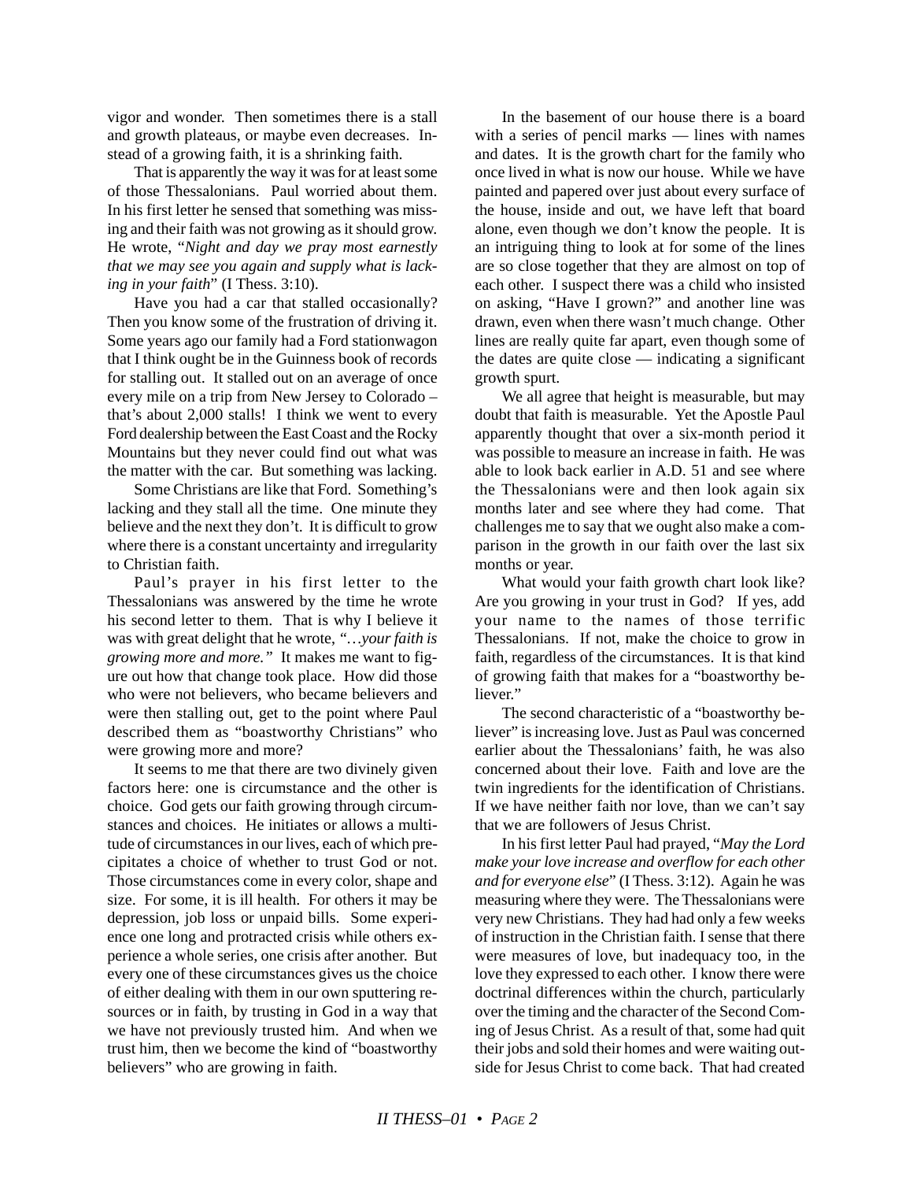vigor and wonder. Then sometimes there is a stall and growth plateaus, or maybe even decreases. Instead of a growing faith, it is a shrinking faith.

That is apparently the way it was for at least some of those Thessalonians. Paul worried about them. In his first letter he sensed that something was missing and their faith was not growing as it should grow. He wrote, "*Night and day we pray most earnestly that we may see you again and supply what is lacking in your faith*" (I Thess. 3:10).

Have you had a car that stalled occasionally? Then you know some of the frustration of driving it. Some years ago our family had a Ford stationwagon that I think ought be in the Guinness book of records for stalling out. It stalled out on an average of once every mile on a trip from New Jersey to Colorado – that's about 2,000 stalls! I think we went to every Ford dealership between the East Coast and the Rocky Mountains but they never could find out what was the matter with the car. But something was lacking.

Some Christians are like that Ford. Something's lacking and they stall all the time. One minute they believe and the next they don't. It is difficult to grow where there is a constant uncertainty and irregularity to Christian faith.

Paul's prayer in his first letter to the Thessalonians was answered by the time he wrote his second letter to them. That is why I believe it was with great delight that he wrote, *"…your faith is growing more and more."* It makes me want to figure out how that change took place. How did those who were not believers, who became believers and were then stalling out, get to the point where Paul described them as "boastworthy Christians" who were growing more and more?

It seems to me that there are two divinely given factors here: one is circumstance and the other is choice. God gets our faith growing through circumstances and choices. He initiates or allows a multitude of circumstances in our lives, each of which precipitates a choice of whether to trust God or not. Those circumstances come in every color, shape and size. For some, it is ill health. For others it may be depression, job loss or unpaid bills. Some experience one long and protracted crisis while others experience a whole series, one crisis after another. But every one of these circumstances gives us the choice of either dealing with them in our own sputtering resources or in faith, by trusting in God in a way that we have not previously trusted him. And when we trust him, then we become the kind of "boastworthy believers" who are growing in faith.

In the basement of our house there is a board with a series of pencil marks — lines with names and dates. It is the growth chart for the family who once lived in what is now our house. While we have painted and papered over just about every surface of the house, inside and out, we have left that board alone, even though we don't know the people. It is an intriguing thing to look at for some of the lines are so close together that they are almost on top of each other. I suspect there was a child who insisted on asking, "Have I grown?" and another line was drawn, even when there wasn't much change. Other lines are really quite far apart, even though some of the dates are quite close — indicating a significant growth spurt.

We all agree that height is measurable, but may doubt that faith is measurable. Yet the Apostle Paul apparently thought that over a six-month period it was possible to measure an increase in faith. He was able to look back earlier in A.D. 51 and see where the Thessalonians were and then look again six months later and see where they had come. That challenges me to say that we ought also make a comparison in the growth in our faith over the last six months or year.

What would your faith growth chart look like? Are you growing in your trust in God? If yes, add your name to the names of those terrific Thessalonians. If not, make the choice to grow in faith, regardless of the circumstances. It is that kind of growing faith that makes for a "boastworthy believer."

The second characteristic of a "boastworthy believer" is increasing love. Just as Paul was concerned earlier about the Thessalonians' faith, he was also concerned about their love. Faith and love are the twin ingredients for the identification of Christians. If we have neither faith nor love, than we can't say that we are followers of Jesus Christ.

In his first letter Paul had prayed, "*May the Lord make your love increase and overflow for each other and for everyone else*" (I Thess. 3:12). Again he was measuring where they were. The Thessalonians were very new Christians. They had had only a few weeks of instruction in the Christian faith. I sense that there were measures of love, but inadequacy too, in the love they expressed to each other. I know there were doctrinal differences within the church, particularly over the timing and the character of the Second Coming of Jesus Christ. As a result of that, some had quit their jobs and sold their homes and were waiting outside for Jesus Christ to come back. That had created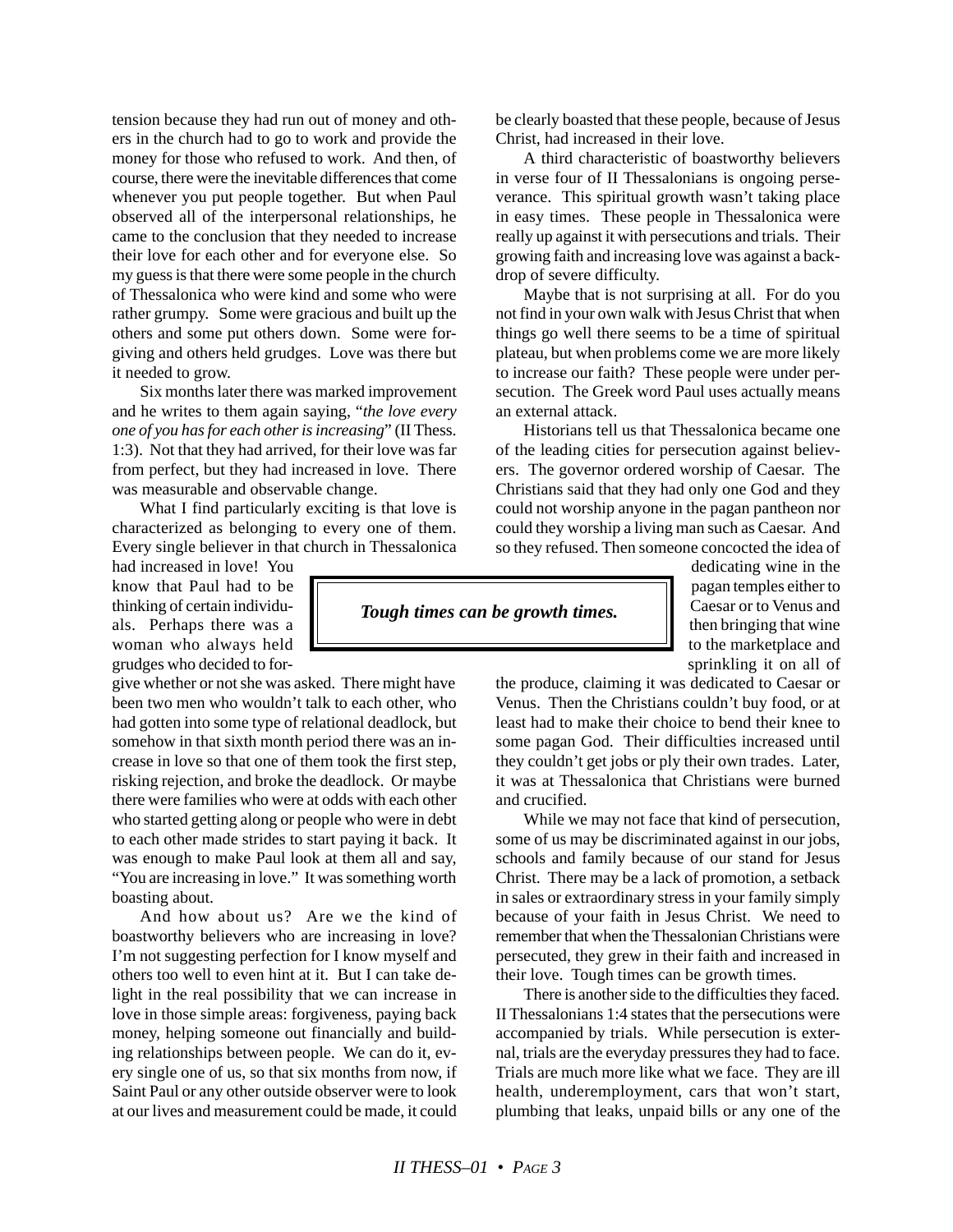tension because they had run out of money and others in the church had to go to work and provide the money for those who refused to work. And then, of course, there were the inevitable differences that come whenever you put people together. But when Paul observed all of the interpersonal relationships, he came to the conclusion that they needed to increase their love for each other and for everyone else. So my guess is that there were some people in the church of Thessalonica who were kind and some who were rather grumpy. Some were gracious and built up the others and some put others down. Some were forgiving and others held grudges. Love was there but it needed to grow.

Six months later there was marked improvement and he writes to them again saying, "*the love every one of you has for each other is increasing*" (II Thess. 1:3). Not that they had arrived, for their love was far from perfect, but they had increased in love. There was measurable and observable change.

What I find particularly exciting is that love is characterized as belonging to every one of them. Every single believer in that church in Thessalonica had increased in love! You know that Paul had to be thinking of certain individuals. Perhaps there was a woman who always held grudges who decided to forgive whether or not she was asked. There might have been two men who wouldn't talk to each other, who had gotten into some type of relational deadlock, but somehow in that sixth month period there was an increase in love so that one of them took the first step, risking rejection, and broke the deadlock. Or maybe there were families who were at odds with each other who started getting along or people who were in debt to each other made strides to start paying it back. It was enough to make Paul look at them all and say, "You are increasing in love." It was something worth boasting about.

And how about us? Are we the kind of boastworthy believers who are increasing in love? I'm not suggesting perfection for I know myself and others too well to even hint at it. But I can take delight in the real possibility that we can increase in love in those simple areas: forgiveness, paying back money, helping someone out financially and building relationships between people. We can do it, every single one of us, so that six months from now, if Saint Paul or any other outside observer were to look at our lives and measurement could be made, it could be clearly boasted that these people, because of Jesus Christ, had increased in their love.

A third characteristic of boastworthy believers in verse four of II Thessalonians is ongoing perseverance. This spiritual growth wasn't taking place in easy times. These people in Thessalonica were really up against it with persecutions and trials. Their growing faith and increasing love was against a backdrop of severe difficulty.

Maybe that is not surprising at all. For do you not find in your own walk with Jesus Christ that when things go well there seems to be a time of spiritual plateau, but when problems come we are more likely to increase our faith? These people were under persecution. The Greek word Paul uses actually means an external attack.

Historians tell us that Thessalonica became one of the leading cities for persecution against believers. The governor ordered worship of Caesar. The Christians said that they had only one God and they could not worship anyone in the pagan pantheon nor could they worship a living man such as Caesar. And so they refused. Then someone concocted the idea of dedicating wine in the pagan temples either to Caesar or to Venus and then bringing that wine to the marketplace and sprinkling it on all of the produce, claiming it was dedicated to Caesar or Venus. Then the Christians couldn't buy food, or at least had to make their choice to bend their knee to some pagan God. Their difficulties increased until they couldn't get jobs or ply their own trades. Later, it was at Thessalonica that Christians were burned and crucified.

> ***Tough times can be growth times.***

While we may not face that kind of persecution, some of us may be discriminated against in our jobs, schools and family because of our stand for Jesus Christ. There may be a lack of promotion, a setback in sales or extraordinary stress in your family simply because of your faith in Jesus Christ. We need to remember that when the Thessalonian Christians were persecuted, they grew in their faith and increased in their love. Tough times can be growth times.

There is another side to the difficulties they faced. II Thessalonians 1:4 states that the persecutions were accompanied by trials. While persecution is external, trials are the everyday pressures they had to face. Trials are much more like what we face. They are ill health, underemployment, cars that won't start, plumbing that leaks, unpaid bills or any one of the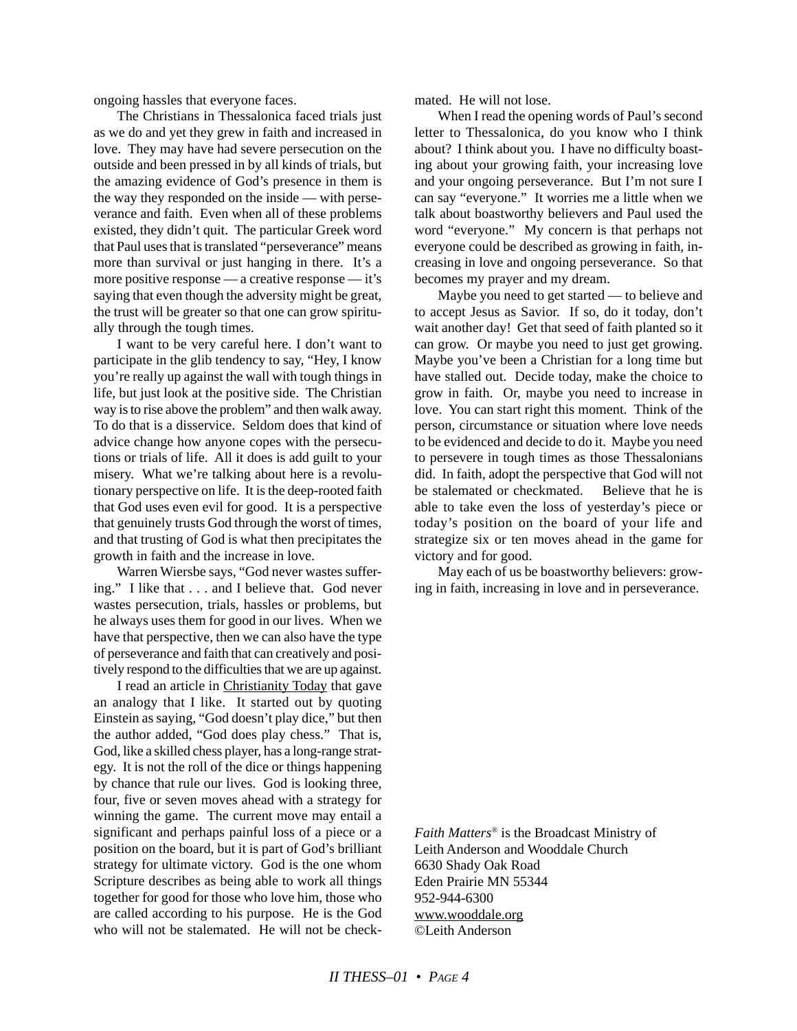ongoing hassles that everyone faces.

The Christians in Thessalonica faced trials just as we do and yet they grew in faith and increased in love. They may have had severe persecution on the outside and been pressed in by all kinds of trials, but the amazing evidence of God's presence in them is the way they responded on the inside — with perseverance and faith. Even when all of these problems existed, they didn't quit. The particular Greek word that Paul uses that is translated "perseverance" means more than survival or just hanging in there. It's a more positive response — a creative response — it's saying that even though the adversity might be great, the trust will be greater so that one can grow spiritually through the tough times.

I want to be very careful here. I don't want to participate in the glib tendency to say, "Hey, I know you're really up against the wall with tough things in life, but just look at the positive side. The Christian way is to rise above the problem" and then walk away. To do that is a disservice. Seldom does that kind of advice change how anyone copes with the persecutions or trials of life. All it does is add guilt to your misery. What we're talking about here is a revolutionary perspective on life. It is the deep-rooted faith that God uses even evil for good. It is a perspective that genuinely trusts God through the worst of times, and that trusting of God is what then precipitates the growth in faith and the increase in love.

Warren Wiersbe says, "God never wastes suffering." I like that . . . and I believe that. God never wastes persecution, trials, hassles or problems, but he always uses them for good in our lives. When we have that perspective, then we can also have the type of perseverance and faith that can creatively and positively respond to the difficulties that we are up against.

I read an article in Christianity Today that gave an analogy that I like. It started out by quoting Einstein as saying, "God doesn't play dice," but then the author added, "God does play chess." That is, God, like a skilled chess player, has a long-range strategy. It is not the roll of the dice or things happening by chance that rule our lives. God is looking three, four, five or seven moves ahead with a strategy for winning the game. The current move may entail a significant and perhaps painful loss of a piece or a position on the board, but it is part of God's brilliant strategy for ultimate victory. God is the one whom Scripture describes as being able to work all things together for good for those who love him, those who are called according to his purpose. He is the God who will not be stalemated. He will not be checkmated. He will not lose.

When I read the opening words of Paul's second letter to Thessalonica, do you know who I think about? I think about you. I have no difficulty boasting about your growing faith, your increasing love and your ongoing perseverance. But I'm not sure I can say "everyone." It worries me a little when we talk about boastworthy believers and Paul used the word "everyone." My concern is that perhaps not everyone could be described as growing in faith, increasing in love and ongoing perseverance. So that becomes my prayer and my dream.

Maybe you need to get started — to believe and to accept Jesus as Savior. If so, do it today, don't wait another day! Get that seed of faith planted so it can grow. Or maybe you need to just get growing. Maybe you've been a Christian for a long time but have stalled out. Decide today, make the choice to grow in faith. Or, maybe you need to increase in love. You can start right this moment. Think of the person, circumstance or situation where love needs to be evidenced and decide to do it. Maybe you need to persevere in tough times as those Thessalonians did. In faith, adopt the perspective that God will not be stalemated or checkmated. Believe that he is able to take even the loss of yesterday's piece or today's position on the board of your life and strategize six or ten moves ahead in the game for victory and for good.

May each of us be boastworthy believers: growing in faith, increasing in love and in perseverance.

*Faith Matters*® is the Broadcast Ministry of
Leith Anderson and Wooddale Church
6630 Shady Oak Road
Eden Prairie MN 55344
952-944-6300
www.wooddale.org
©Leith Anderson